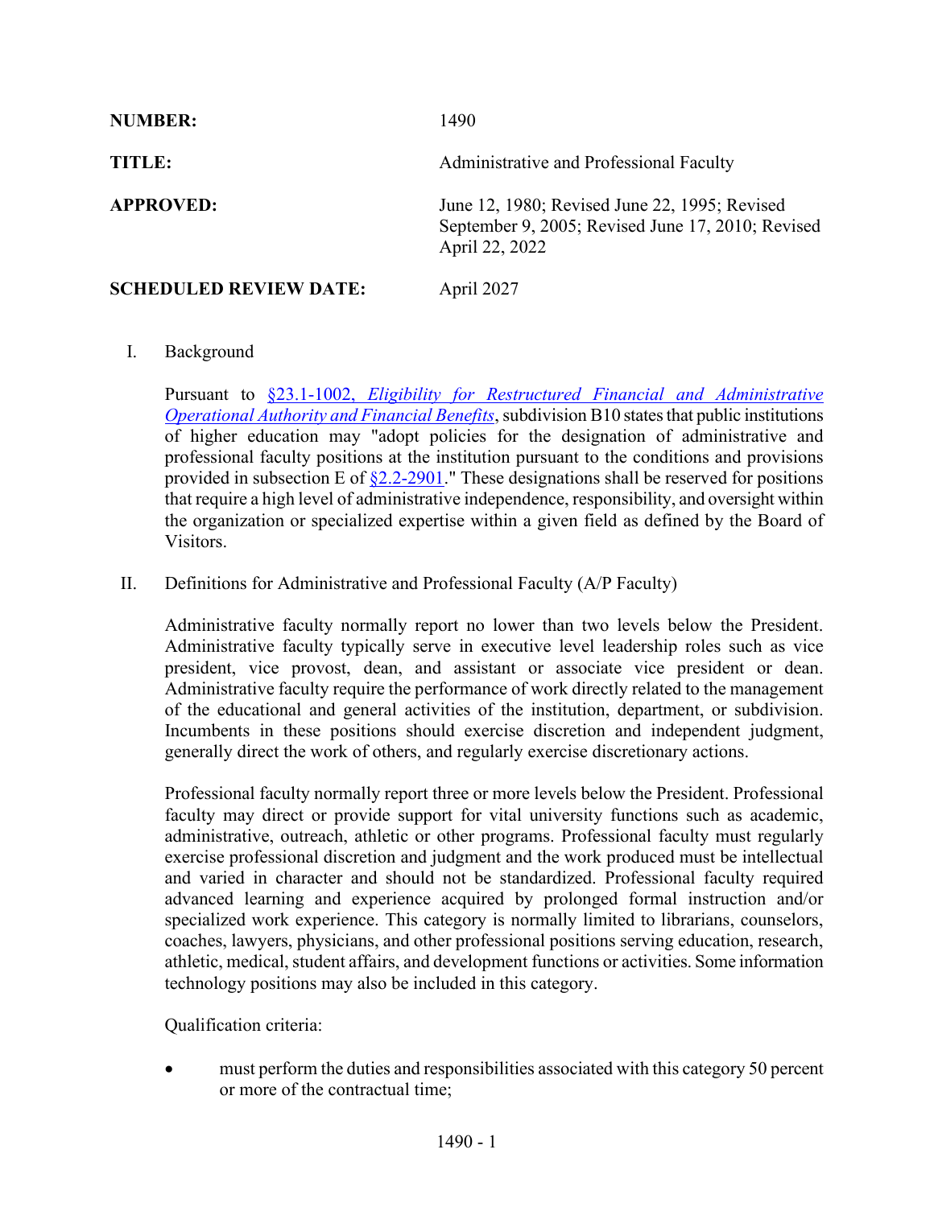**NUMBER:** 1490

**TITLE:** Administrative and Professional Faculty

**APPROVED:** June 12, 1980; Revised June 22, 1995; Revised September 9, 2005; Revised June 17, 2010; Revised April 22, 2022

**SCHEDULED REVIEW DATE:** April 2027

## I. Background

Pursuant to [§23.1-1002, *Eligibility for Restructured Financial and Administrative Operational Authority and Financial Benefits*](), subdivision B10 states that public institutions of higher education may "adopt policies for the designation of administrative and professional faculty positions at the institution pursuant to the conditions and provisions provided in subsection E of [§2.2-2901]()." These designations shall be reserved for positions that require a high level of administrative independence, responsibility, and oversight within the organization or specialized expertise within a given field as defined by the Board of Visitors.

## II. Definitions for Administrative and Professional Faculty (A/P Faculty)

Administrative faculty normally report no lower than two levels below the President. Administrative faculty typically serve in executive level leadership roles such as vice president, vice provost, dean, and assistant or associate vice president or dean. Administrative faculty require the performance of work directly related to the management of the educational and general activities of the institution, department, or subdivision. Incumbents in these positions should exercise discretion and independent judgment, generally direct the work of others, and regularly exercise discretionary actions.

Professional faculty normally report three or more levels below the President. Professional faculty may direct or provide support for vital university functions such as academic, administrative, outreach, athletic or other programs. Professional faculty must regularly exercise professional discretion and judgment and the work produced must be intellectual and varied in character and should not be standardized. Professional faculty required advanced learning and experience acquired by prolonged formal instruction and/or specialized work experience. This category is normally limited to librarians, counselors, coaches, lawyers, physicians, and other professional positions serving education, research, athletic, medical, student affairs, and development functions or activities. Some information technology positions may also be included in this category.

Qualification criteria:

- must perform the duties and responsibilities associated with this category 50 percent or more of the contractual time;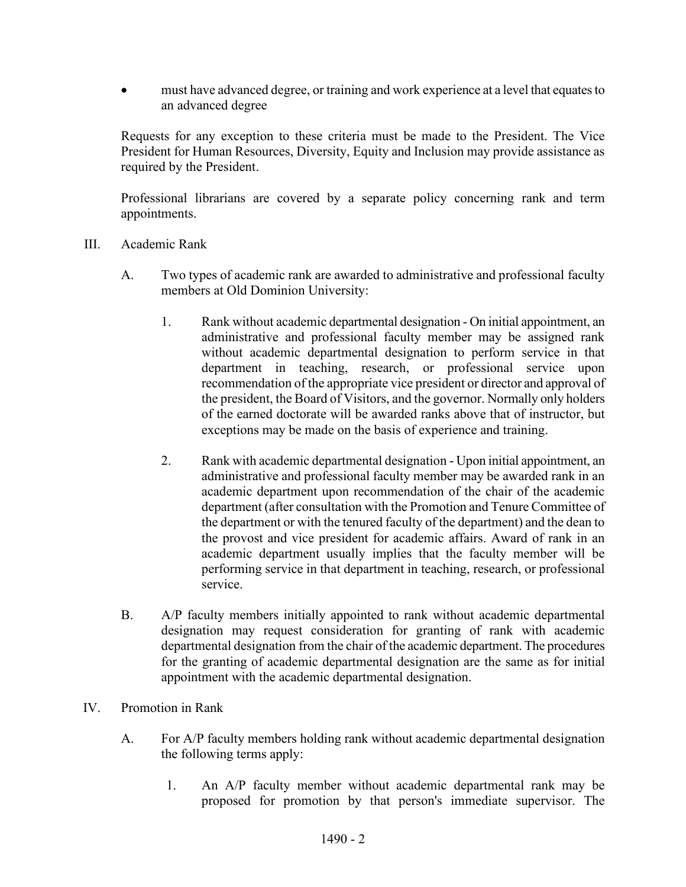- must have advanced degree, or training and work experience at a level that equates to an advanced degree

Requests for any exception to these criteria must be made to the President. The Vice President for Human Resources, Diversity, Equity and Inclusion may provide assistance as required by the President.

Professional librarians are covered by a separate policy concerning rank and term appointments.

III. Academic Rank

A. Two types of academic rank are awarded to administrative and professional faculty members at Old Dominion University:

1. Rank without academic departmental designation - On initial appointment, an administrative and professional faculty member may be assigned rank without academic departmental designation to perform service in that department in teaching, research, or professional service upon recommendation of the appropriate vice president or director and approval of the president, the Board of Visitors, and the governor. Normally only holders of the earned doctorate will be awarded ranks above that of instructor, but exceptions may be made on the basis of experience and training.

2. Rank with academic departmental designation - Upon initial appointment, an administrative and professional faculty member may be awarded rank in an academic department upon recommendation of the chair of the academic department (after consultation with the Promotion and Tenure Committee of the department or with the tenured faculty of the department) and the dean to the provost and vice president for academic affairs. Award of rank in an academic department usually implies that the faculty member will be performing service in that department in teaching, research, or professional service.

B. A/P faculty members initially appointed to rank without academic departmental designation may request consideration for granting of rank with academic departmental designation from the chair of the academic department. The procedures for the granting of academic departmental designation are the same as for initial appointment with the academic departmental designation.

IV. Promotion in Rank

A. For A/P faculty members holding rank without academic departmental designation the following terms apply:

1. An A/P faculty member without academic departmental rank may be proposed for promotion by that person's immediate supervisor. The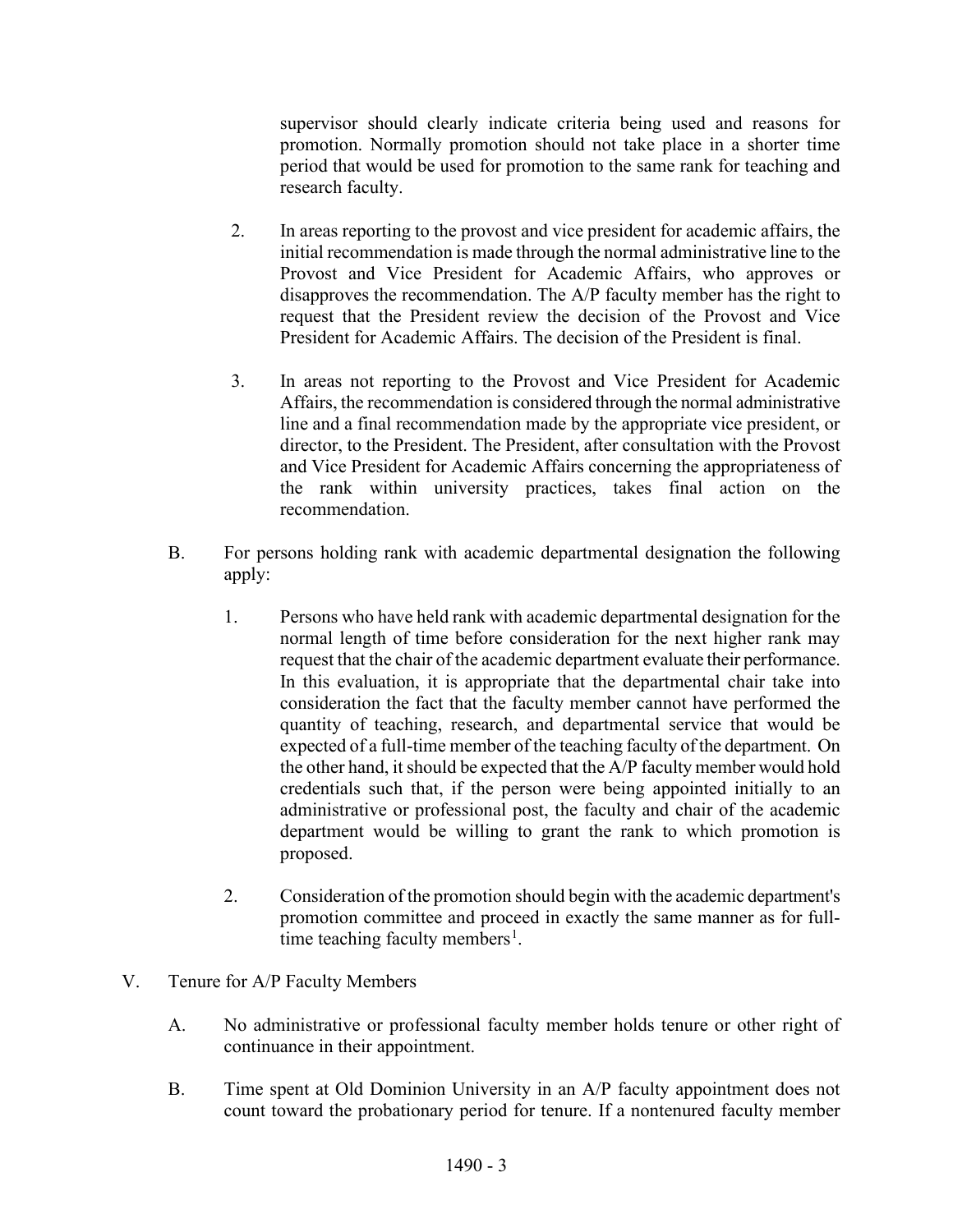supervisor should clearly indicate criteria being used and reasons for promotion. Normally promotion should not take place in a shorter time period that would be used for promotion to the same rank for teaching and research faculty.

2. In areas reporting to the provost and vice president for academic affairs, the initial recommendation is made through the normal administrative line to the Provost and Vice President for Academic Affairs, who approves or disapproves the recommendation. The A/P faculty member has the right to request that the President review the decision of the Provost and Vice President for Academic Affairs. The decision of the President is final.

3. In areas not reporting to the Provost and Vice President for Academic Affairs, the recommendation is considered through the normal administrative line and a final recommendation made by the appropriate vice president, or director, to the President. The President, after consultation with the Provost and Vice President for Academic Affairs concerning the appropriateness of the rank within university practices, takes final action on the recommendation.

B. For persons holding rank with academic departmental designation the following apply:

1. Persons who have held rank with academic departmental designation for the normal length of time before consideration for the next higher rank may request that the chair of the academic department evaluate their performance. In this evaluation, it is appropriate that the departmental chair take into consideration the fact that the faculty member cannot have performed the quantity of teaching, research, and departmental service that would be expected of a full-time member of the teaching faculty of the department. On the other hand, it should be expected that the A/P faculty member would hold credentials such that, if the person were being appointed initially to an administrative or professional post, the faculty and chair of the academic department would be willing to grant the rank to which promotion is proposed.

2. Consideration of the promotion should begin with the academic department's promotion committee and proceed in exactly the same manner as for full-time teaching faculty members[1].

V. Tenure for A/P Faculty Members

A. No administrative or professional faculty member holds tenure or other right of continuance in their appointment.

B. Time spent at Old Dominion University in an A/P faculty appointment does not count toward the probationary period for tenure. If a nontenured faculty member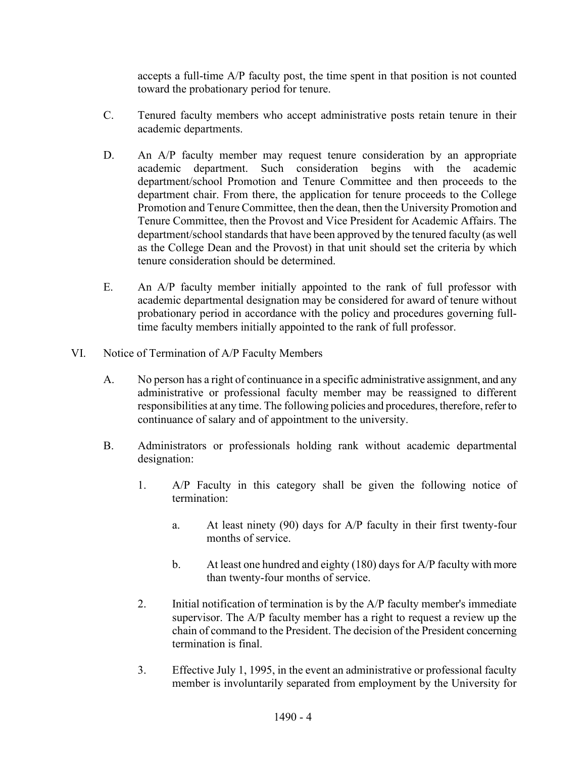accepts a full-time A/P faculty post, the time spent in that position is not counted toward the probationary period for tenure.

C. Tenured faculty members who accept administrative posts retain tenure in their academic departments.

D. An A/P faculty member may request tenure consideration by an appropriate academic department. Such consideration begins with the academic department/school Promotion and Tenure Committee and then proceeds to the department chair. From there, the application for tenure proceeds to the College Promotion and Tenure Committee, then the dean, then the University Promotion and Tenure Committee, then the Provost and Vice President for Academic Affairs. The department/school standards that have been approved by the tenured faculty (as well as the College Dean and the Provost) in that unit should set the criteria by which tenure consideration should be determined.

E. An A/P faculty member initially appointed to the rank of full professor with academic departmental designation may be considered for award of tenure without probationary period in accordance with the policy and procedures governing full-time faculty members initially appointed to the rank of full professor.

VI. Notice of Termination of A/P Faculty Members

A. No person has a right of continuance in a specific administrative assignment, and any administrative or professional faculty member may be reassigned to different responsibilities at any time. The following policies and procedures, therefore, refer to continuance of salary and of appointment to the university.

B. Administrators or professionals holding rank without academic departmental designation:

1. A/P Faculty in this category shall be given the following notice of termination:

    a. At least ninety (90) days for A/P faculty in their first twenty-four months of service.

    b. At least one hundred and eighty (180) days for A/P faculty with more than twenty-four months of service.

2. Initial notification of termination is by the A/P faculty member's immediate supervisor. The A/P faculty member has a right to request a review up the chain of command to the President. The decision of the President concerning termination is final.

3. Effective July 1, 1995, in the event an administrative or professional faculty member is involuntarily separated from employment by the University for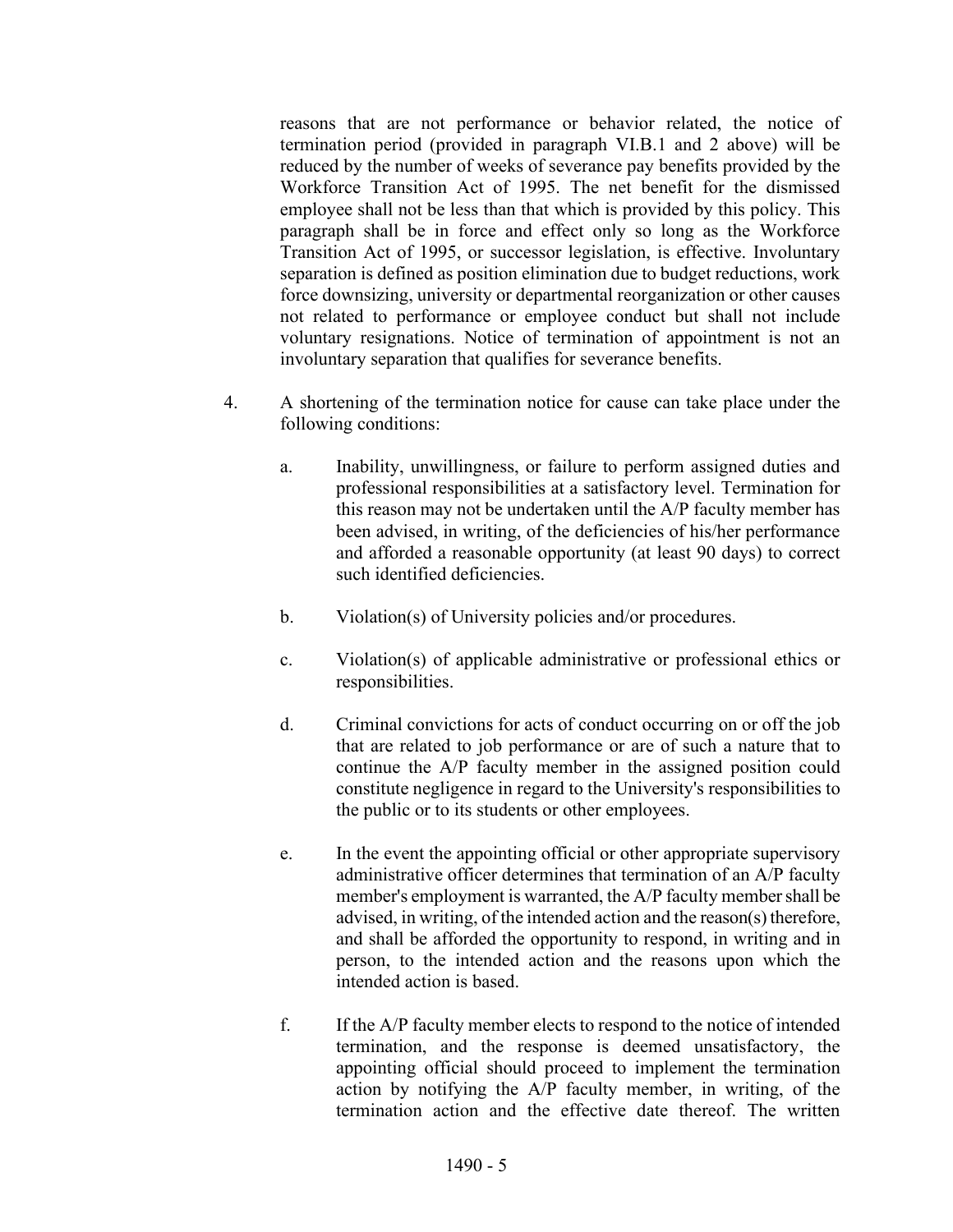reasons that are not performance or behavior related, the notice of termination period (provided in paragraph VI.B.1 and 2 above) will be reduced by the number of weeks of severance pay benefits provided by the Workforce Transition Act of 1995. The net benefit for the dismissed employee shall not be less than that which is provided by this policy. This paragraph shall be in force and effect only so long as the Workforce Transition Act of 1995, or successor legislation, is effective. Involuntary separation is defined as position elimination due to budget reductions, work force downsizing, university or departmental reorganization or other causes not related to performance or employee conduct but shall not include voluntary resignations. Notice of termination of appointment is not an involuntary separation that qualifies for severance benefits.

4. A shortening of the termination notice for cause can take place under the following conditions:

   a. Inability, unwillingness, or failure to perform assigned duties and professional responsibilities at a satisfactory level. Termination for this reason may not be undertaken until the A/P faculty member has been advised, in writing, of the deficiencies of his/her performance and afforded a reasonable opportunity (at least 90 days) to correct such identified deficiencies.

   b. Violation(s) of University policies and/or procedures.

   c. Violation(s) of applicable administrative or professional ethics or responsibilities.

   d. Criminal convictions for acts of conduct occurring on or off the job that are related to job performance or are of such a nature that to continue the A/P faculty member in the assigned position could constitute negligence in regard to the University's responsibilities to the public or to its students or other employees.

   e. In the event the appointing official or other appropriate supervisory administrative officer determines that termination of an A/P faculty member's employment is warranted, the A/P faculty member shall be advised, in writing, of the intended action and the reason(s) therefore, and shall be afforded the opportunity to respond, in writing and in person, to the intended action and the reasons upon which the intended action is based.

   f. If the A/P faculty member elects to respond to the notice of intended termination, and the response is deemed unsatisfactory, the appointing official should proceed to implement the termination action by notifying the A/P faculty member, in writing, of the termination action and the effective date thereof. The written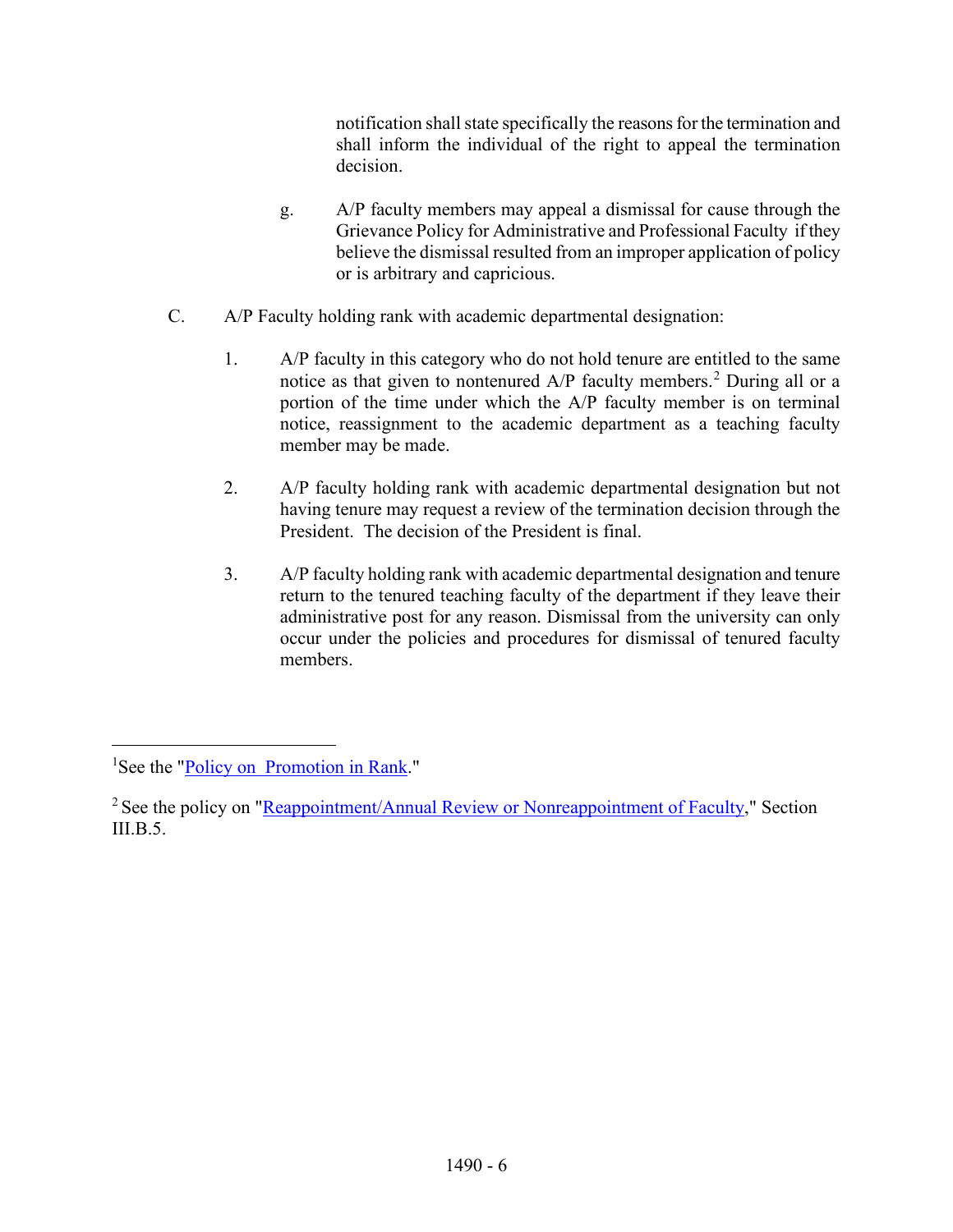notification shall state specifically the reasons for the termination and shall inform the individual of the right to appeal the termination decision.

g. A/P faculty members may appeal a dismissal for cause through the Grievance Policy for Administrative and Professional Faculty if they believe the dismissal resulted from an improper application of policy or is arbitrary and capricious.

C. A/P Faculty holding rank with academic departmental designation:

1. A/P faculty in this category who do not hold tenure are entitled to the same notice as that given to nontenured A/P faculty members.[2] During all or a portion of the time under which the A/P faculty member is on terminal notice, reassignment to the academic department as a teaching faculty member may be made.

2. A/P faculty holding rank with academic departmental designation but not having tenure may request a review of the termination decision through the President. The decision of the President is final.

3. A/P faculty holding rank with academic departmental designation and tenure return to the tenured teaching faculty of the department if they leave their administrative post for any reason. Dismissal from the university can only occur under the policies and procedures for dismissal of tenured faculty members.

---

[1] See the "Policy on Promotion in Rank."

[2] See the policy on "Reappointment/Annual Review or Nonreappointment of Faculty," Section III.B.5.